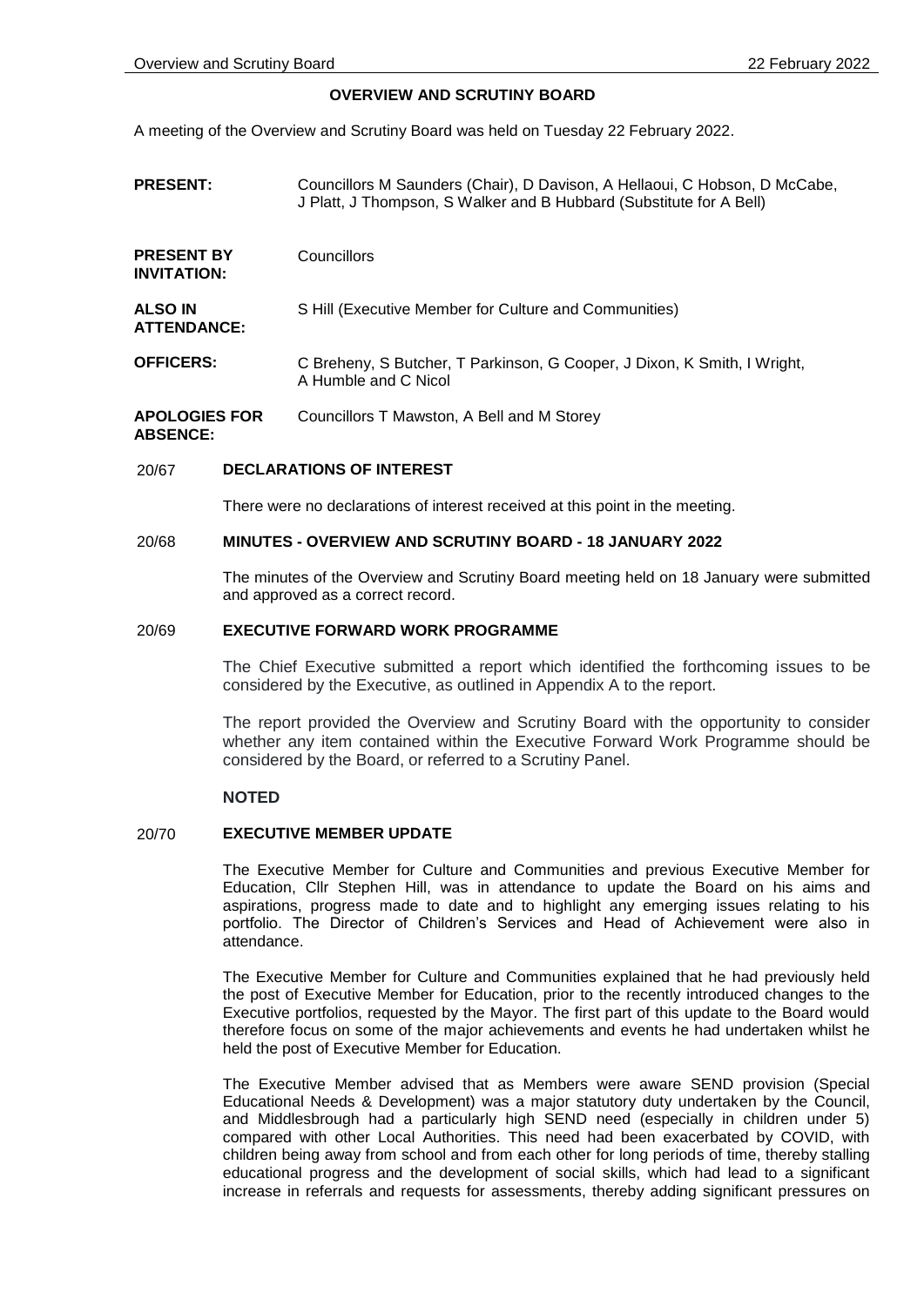# OVERVIEW AND SCRUTINY BOARD

A meeting of the Overview and Scrutiny Board was held on Tuesday 22 February 2022.

| | |
|---|---|
| **PRESENT:** | Councillors M Saunders (Chair), D Davison, A Hellaoui, C Hobson, D McCabe, J Platt, J Thompson, S Walker and B Hubbard (Substitute for A Bell) |
| **PRESENT BY INVITATION:** | Councillors |
| **ALSO IN ATTENDANCE:** | S Hill (Executive Member for Culture and Communities) |
| **OFFICERS:** | C Breheny, S Butcher, T Parkinson, G Cooper, J Dixon, K Smith, I Wright, A Humble and C Nicol |
| **APOLOGIES FOR ABSENCE:** | Councillors T Mawston, A Bell and M Storey |

## 20/67 DECLARATIONS OF INTEREST

There were no declarations of interest received at this point in the meeting.

## 20/68 MINUTES - OVERVIEW AND SCRUTINY BOARD - 18 JANUARY 2022

The minutes of the Overview and Scrutiny Board meeting held on 18 January were submitted and approved as a correct record.

## 20/69 EXECUTIVE FORWARD WORK PROGRAMME

The Chief Executive submitted a report which identified the forthcoming issues to be considered by the Executive, as outlined in Appendix A to the report.

The report provided the Overview and Scrutiny Board with the opportunity to consider whether any item contained within the Executive Forward Work Programme should be considered by the Board, or referred to a Scrutiny Panel.

**NOTED**

## 20/70 EXECUTIVE MEMBER UPDATE

The Executive Member for Culture and Communities and previous Executive Member for Education, Cllr Stephen Hill, was in attendance to update the Board on his aims and aspirations, progress made to date and to highlight any emerging issues relating to his portfolio. The Director of Children's Services and Head of Achievement were also in attendance.

The Executive Member for Culture and Communities explained that he had previously held the post of Executive Member for Education, prior to the recently introduced changes to the Executive portfolios, requested by the Mayor. The first part of this update to the Board would therefore focus on some of the major achievements and events he had undertaken whilst he held the post of Executive Member for Education.

The Executive Member advised that as Members were aware SEND provision (Special Educational Needs & Development) was a major statutory duty undertaken by the Council, and Middlesbrough had a particularly high SEND need (especially in children under 5) compared with other Local Authorities. This need had been exacerbated by COVID, with children being away from school and from each other for long periods of time, thereby stalling educational progress and the development of social skills, which had lead to a significant increase in referrals and requests for assessments, thereby adding significant pressures on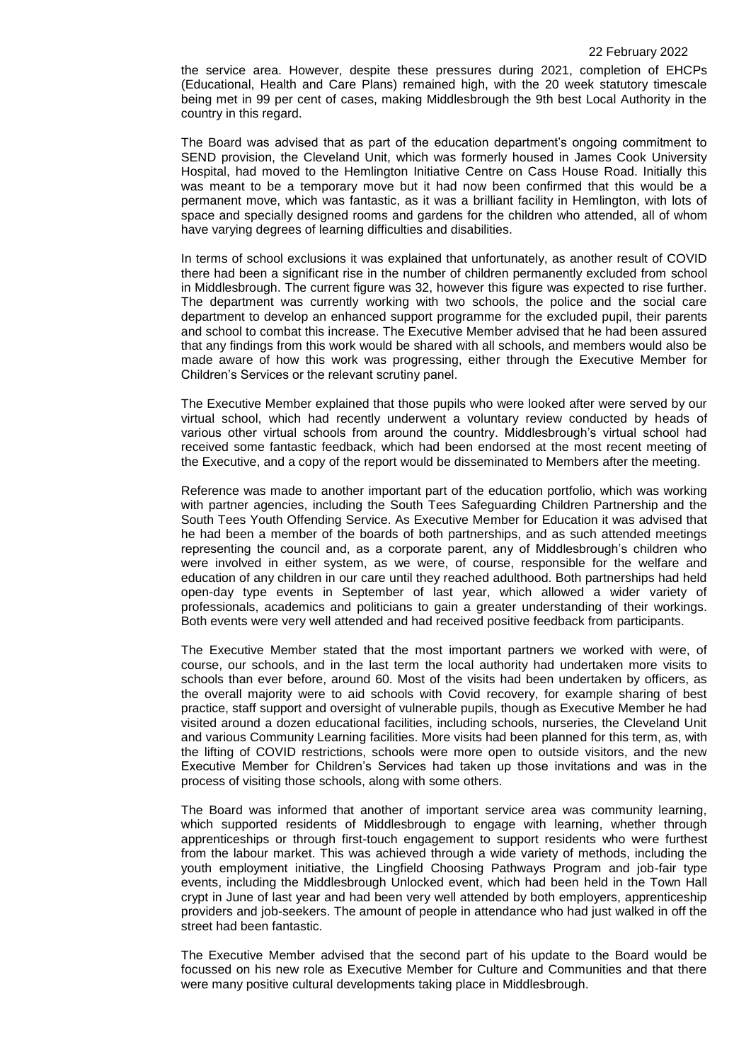the service area. However, despite these pressures during 2021, completion of EHCPs (Educational, Health and Care Plans) remained high, with the 20 week statutory timescale being met in 99 per cent of cases, making Middlesbrough the 9th best Local Authority in the country in this regard.

The Board was advised that as part of the education department's ongoing commitment to SEND provision, the Cleveland Unit, which was formerly housed in James Cook University Hospital, had moved to the Hemlington Initiative Centre on Cass House Road. Initially this was meant to be a temporary move but it had now been confirmed that this would be a permanent move, which was fantastic, as it was a brilliant facility in Hemlington, with lots of space and specially designed rooms and gardens for the children who attended, all of whom have varying degrees of learning difficulties and disabilities.

In terms of school exclusions it was explained that unfortunately, as another result of COVID there had been a significant rise in the number of children permanently excluded from school in Middlesbrough. The current figure was 32, however this figure was expected to rise further. The department was currently working with two schools, the police and the social care department to develop an enhanced support programme for the excluded pupil, their parents and school to combat this increase. The Executive Member advised that he had been assured that any findings from this work would be shared with all schools, and members would also be made aware of how this work was progressing, either through the Executive Member for Children's Services or the relevant scrutiny panel.

The Executive Member explained that those pupils who were looked after were served by our virtual school, which had recently underwent a voluntary review conducted by heads of various other virtual schools from around the country. Middlesbrough's virtual school had received some fantastic feedback, which had been endorsed at the most recent meeting of the Executive, and a copy of the report would be disseminated to Members after the meeting.

Reference was made to another important part of the education portfolio, which was working with partner agencies, including the South Tees Safeguarding Children Partnership and the South Tees Youth Offending Service. As Executive Member for Education it was advised that he had been a member of the boards of both partnerships, and as such attended meetings representing the council and, as a corporate parent, any of Middlesbrough's children who were involved in either system, as we were, of course, responsible for the welfare and education of any children in our care until they reached adulthood. Both partnerships had held open-day type events in September of last year, which allowed a wider variety of professionals, academics and politicians to gain a greater understanding of their workings. Both events were very well attended and had received positive feedback from participants.

The Executive Member stated that the most important partners we worked with were, of course, our schools, and in the last term the local authority had undertaken more visits to schools than ever before, around 60. Most of the visits had been undertaken by officers, as the overall majority were to aid schools with Covid recovery, for example sharing of best practice, staff support and oversight of vulnerable pupils, though as Executive Member he had visited around a dozen educational facilities, including schools, nurseries, the Cleveland Unit and various Community Learning facilities. More visits had been planned for this term, as, with the lifting of COVID restrictions, schools were more open to outside visitors, and the new Executive Member for Children's Services had taken up those invitations and was in the process of visiting those schools, along with some others.

The Board was informed that another of important service area was community learning, which supported residents of Middlesbrough to engage with learning, whether through apprenticeships or through first-touch engagement to support residents who were furthest from the labour market. This was achieved through a wide variety of methods, including the youth employment initiative, the Lingfield Choosing Pathways Program and job-fair type events, including the Middlesbrough Unlocked event, which had been held in the Town Hall crypt in June of last year and had been very well attended by both employers, apprenticeship providers and job-seekers. The amount of people in attendance who had just walked in off the street had been fantastic.

The Executive Member advised that the second part of his update to the Board would be focussed on his new role as Executive Member for Culture and Communities and that there were many positive cultural developments taking place in Middlesbrough.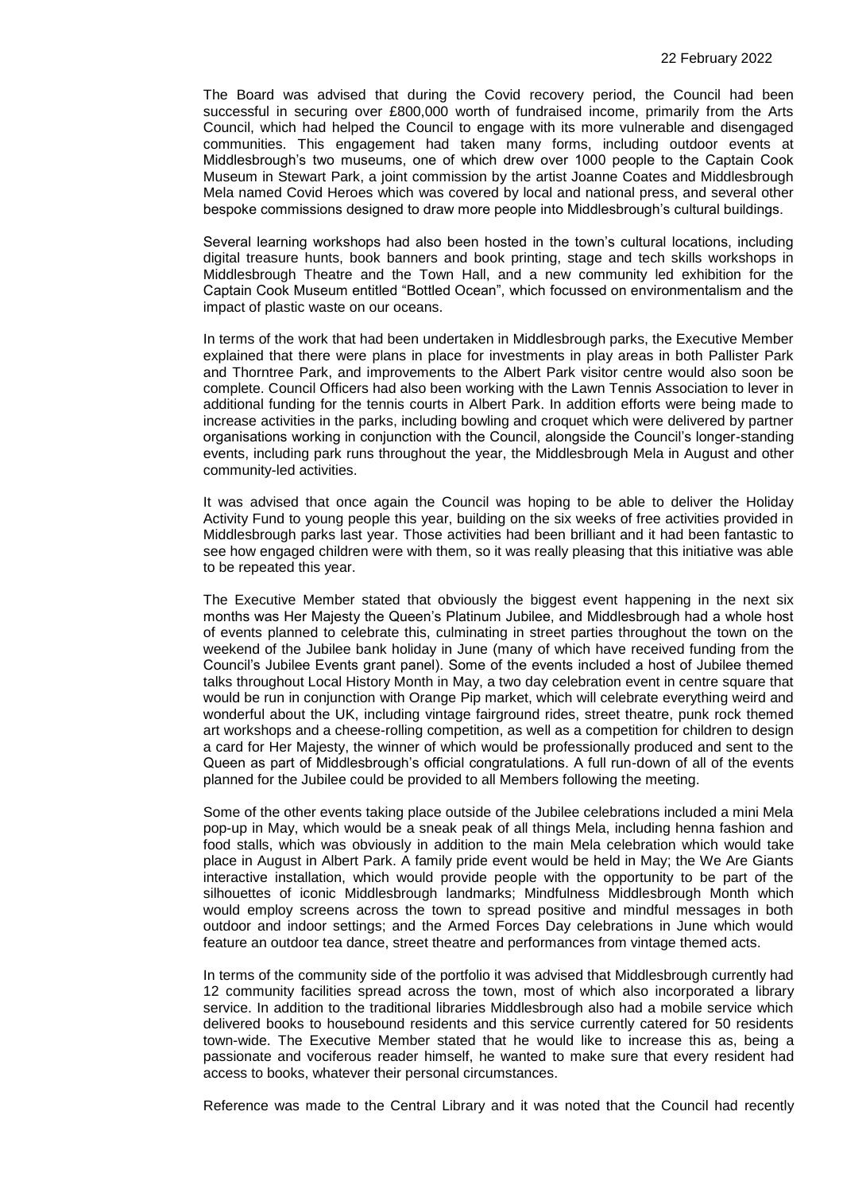The Board was advised that during the Covid recovery period, the Council had been successful in securing over £800,000 worth of fundraised income, primarily from the Arts Council, which had helped the Council to engage with its more vulnerable and disengaged communities. This engagement had taken many forms, including outdoor events at Middlesbrough's two museums, one of which drew over 1000 people to the Captain Cook Museum in Stewart Park, a joint commission by the artist Joanne Coates and Middlesbrough Mela named Covid Heroes which was covered by local and national press, and several other bespoke commissions designed to draw more people into Middlesbrough's cultural buildings.

Several learning workshops had also been hosted in the town's cultural locations, including digital treasure hunts, book banners and book printing, stage and tech skills workshops in Middlesbrough Theatre and the Town Hall, and a new community led exhibition for the Captain Cook Museum entitled "Bottled Ocean", which focussed on environmentalism and the impact of plastic waste on our oceans.

In terms of the work that had been undertaken in Middlesbrough parks, the Executive Member explained that there were plans in place for investments in play areas in both Pallister Park and Thorntree Park, and improvements to the Albert Park visitor centre would also soon be complete. Council Officers had also been working with the Lawn Tennis Association to lever in additional funding for the tennis courts in Albert Park. In addition efforts were being made to increase activities in the parks, including bowling and croquet which were delivered by partner organisations working in conjunction with the Council, alongside the Council's longer-standing events, including park runs throughout the year, the Middlesbrough Mela in August and other community-led activities.

It was advised that once again the Council was hoping to be able to deliver the Holiday Activity Fund to young people this year, building on the six weeks of free activities provided in Middlesbrough parks last year. Those activities had been brilliant and it had been fantastic to see how engaged children were with them, so it was really pleasing that this initiative was able to be repeated this year.

The Executive Member stated that obviously the biggest event happening in the next six months was Her Majesty the Queen's Platinum Jubilee, and Middlesbrough had a whole host of events planned to celebrate this, culminating in street parties throughout the town on the weekend of the Jubilee bank holiday in June (many of which have received funding from the Council's Jubilee Events grant panel). Some of the events included a host of Jubilee themed talks throughout Local History Month in May, a two day celebration event in centre square that would be run in conjunction with Orange Pip market, which will celebrate everything weird and wonderful about the UK, including vintage fairground rides, street theatre, punk rock themed art workshops and a cheese-rolling competition, as well as a competition for children to design a card for Her Majesty, the winner of which would be professionally produced and sent to the Queen as part of Middlesbrough's official congratulations. A full run-down of all of the events planned for the Jubilee could be provided to all Members following the meeting.

Some of the other events taking place outside of the Jubilee celebrations included a mini Mela pop-up in May, which would be a sneak peak of all things Mela, including henna fashion and food stalls, which was obviously in addition to the main Mela celebration which would take place in August in Albert Park. A family pride event would be held in May; the We Are Giants interactive installation, which would provide people with the opportunity to be part of the silhouettes of iconic Middlesbrough landmarks; Mindfulness Middlesbrough Month which would employ screens across the town to spread positive and mindful messages in both outdoor and indoor settings; and the Armed Forces Day celebrations in June which would feature an outdoor tea dance, street theatre and performances from vintage themed acts.

In terms of the community side of the portfolio it was advised that Middlesbrough currently had 12 community facilities spread across the town, most of which also incorporated a library service. In addition to the traditional libraries Middlesbrough also had a mobile service which delivered books to housebound residents and this service currently catered for 50 residents town-wide. The Executive Member stated that he would like to increase this as, being a passionate and vociferous reader himself, he wanted to make sure that every resident had access to books, whatever their personal circumstances.

Reference was made to the Central Library and it was noted that the Council had recently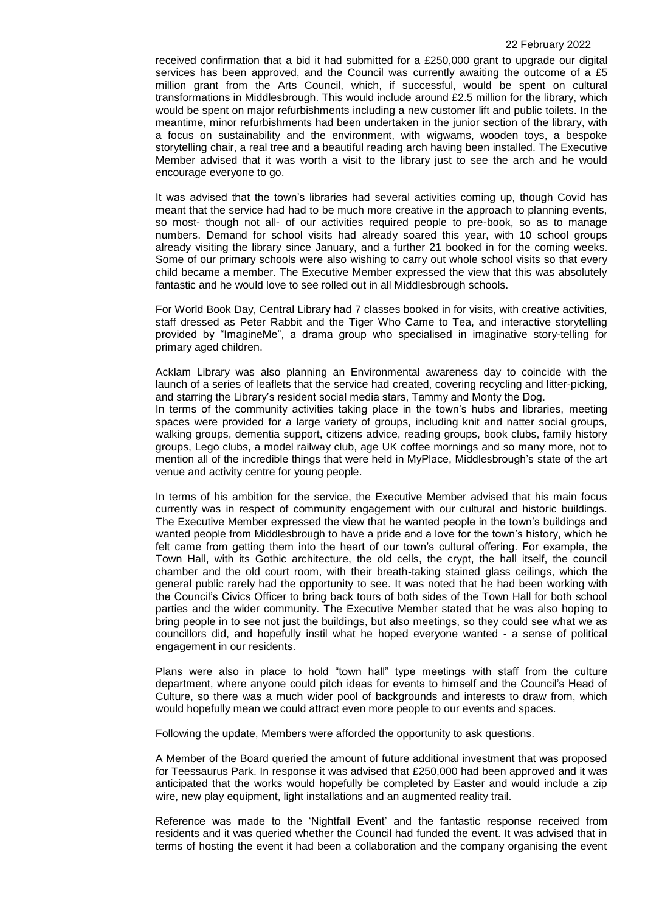received confirmation that a bid it had submitted for a £250,000 grant to upgrade our digital services has been approved, and the Council was currently awaiting the outcome of a £5 million grant from the Arts Council, which, if successful, would be spent on cultural transformations in Middlesbrough. This would include around £2.5 million for the library, which would be spent on major refurbishments including a new customer lift and public toilets. In the meantime, minor refurbishments had been undertaken in the junior section of the library, with a focus on sustainability and the environment, with wigwams, wooden toys, a bespoke storytelling chair, a real tree and a beautiful reading arch having been installed. The Executive Member advised that it was worth a visit to the library just to see the arch and he would encourage everyone to go.

It was advised that the town's libraries had several activities coming up, though Covid has meant that the service had had to be much more creative in the approach to planning events, so most- though not all- of our activities required people to pre-book, so as to manage numbers. Demand for school visits had already soared this year, with 10 school groups already visiting the library since January, and a further 21 booked in for the coming weeks. Some of our primary schools were also wishing to carry out whole school visits so that every child became a member. The Executive Member expressed the view that this was absolutely fantastic and he would love to see rolled out in all Middlesbrough schools.

For World Book Day, Central Library had 7 classes booked in for visits, with creative activities, staff dressed as Peter Rabbit and the Tiger Who Came to Tea, and interactive storytelling provided by "ImagineMe", a drama group who specialised in imaginative story-telling for primary aged children.

Acklam Library was also planning an Environmental awareness day to coincide with the launch of a series of leaflets that the service had created, covering recycling and litter-picking, and starring the Library's resident social media stars, Tammy and Monty the Dog.
In terms of the community activities taking place in the town's hubs and libraries, meeting spaces were provided for a large variety of groups, including knit and natter social groups, walking groups, dementia support, citizens advice, reading groups, book clubs, family history groups, Lego clubs, a model railway club, age UK coffee mornings and so many more, not to mention all of the incredible things that were held in MyPlace, Middlesbrough's state of the art venue and activity centre for young people.

In terms of his ambition for the service, the Executive Member advised that his main focus currently was in respect of community engagement with our cultural and historic buildings. The Executive Member expressed the view that he wanted people in the town's buildings and wanted people from Middlesbrough to have a pride and a love for the town's history, which he felt came from getting them into the heart of our town's cultural offering. For example, the Town Hall, with its Gothic architecture, the old cells, the crypt, the hall itself, the council chamber and the old court room, with their breath-taking stained glass ceilings, which the general public rarely had the opportunity to see. It was noted that he had been working with the Council's Civics Officer to bring back tours of both sides of the Town Hall for both school parties and the wider community. The Executive Member stated that he was also hoping to bring people in to see not just the buildings, but also meetings, so they could see what we as councillors did, and hopefully instil what he hoped everyone wanted - a sense of political engagement in our residents.

Plans were also in place to hold "town hall" type meetings with staff from the culture department, where anyone could pitch ideas for events to himself and the Council's Head of Culture, so there was a much wider pool of backgrounds and interests to draw from, which would hopefully mean we could attract even more people to our events and spaces.

Following the update, Members were afforded the opportunity to ask questions.

A Member of the Board queried the amount of future additional investment that was proposed for Teessaurus Park. In response it was advised that £250,000 had been approved and it was anticipated that the works would hopefully be completed by Easter and would include a zip wire, new play equipment, light installations and an augmented reality trail.

Reference was made to the 'Nightfall Event' and the fantastic response received from residents and it was queried whether the Council had funded the event. It was advised that in terms of hosting the event it had been a collaboration and the company organising the event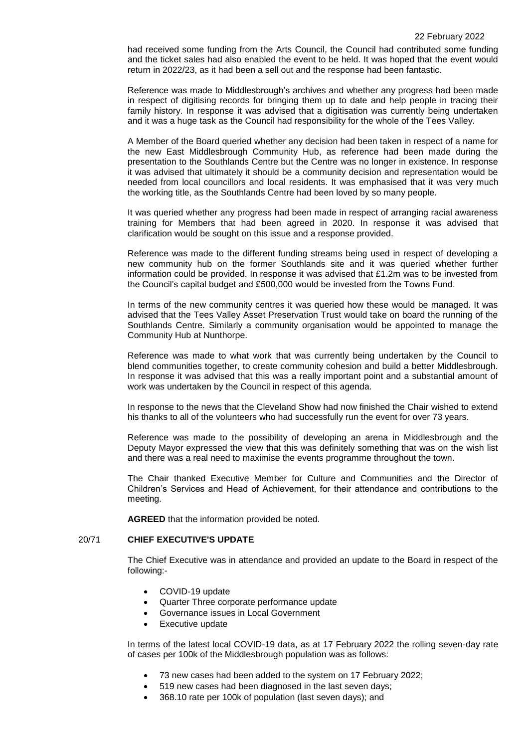had received some funding from the Arts Council, the Council had contributed some funding and the ticket sales had also enabled the event to be held. It was hoped that the event would return in 2022/23, as it had been a sell out and the response had been fantastic.

Reference was made to Middlesbrough's archives and whether any progress had been made in respect of digitising records for bringing them up to date and help people in tracing their family history. In response it was advised that a digitisation was currently being undertaken and it was a huge task as the Council had responsibility for the whole of the Tees Valley.

A Member of the Board queried whether any decision had been taken in respect of a name for the new East Middlesbrough Community Hub, as reference had been made during the presentation to the Southlands Centre but the Centre was no longer in existence. In response it was advised that ultimately it should be a community decision and representation would be needed from local councillors and local residents. It was emphasised that it was very much the working title, as the Southlands Centre had been loved by so many people.

It was queried whether any progress had been made in respect of arranging racial awareness training for Members that had been agreed in 2020. In response it was advised that clarification would be sought on this issue and a response provided.

Reference was made to the different funding streams being used in respect of developing a new community hub on the former Southlands site and it was queried whether further information could be provided. In response it was advised that £1.2m was to be invested from the Council's capital budget and £500,000 would be invested from the Towns Fund.

In terms of the new community centres it was queried how these would be managed. It was advised that the Tees Valley Asset Preservation Trust would take on board the running of the Southlands Centre. Similarly a community organisation would be appointed to manage the Community Hub at Nunthorpe.

Reference was made to what work that was currently being undertaken by the Council to blend communities together, to create community cohesion and build a better Middlesbrough. In response it was advised that this was a really important point and a substantial amount of work was undertaken by the Council in respect of this agenda.

In response to the news that the Cleveland Show had now finished the Chair wished to extend his thanks to all of the volunteers who had successfully run the event for over 73 years.

Reference was made to the possibility of developing an arena in Middlesbrough and the Deputy Mayor expressed the view that this was definitely something that was on the wish list and there was a real need to maximise the events programme throughout the town.

The Chair thanked Executive Member for Culture and Communities and the Director of Children's Services and Head of Achievement, for their attendance and contributions to the meeting.

**AGREED** that the information provided be noted.

## 20/71 CHIEF EXECUTIVE'S UPDATE

The Chief Executive was in attendance and provided an update to the Board in respect of the following:-

- COVID-19 update
- Quarter Three corporate performance update
- Governance issues in Local Government
- Executive update

In terms of the latest local COVID-19 data, as at 17 February 2022 the rolling seven-day rate of cases per 100k of the Middlesbrough population was as follows:

- 73 new cases had been added to the system on 17 February 2022;
- 519 new cases had been diagnosed in the last seven days;
- 368.10 rate per 100k of population (last seven days); and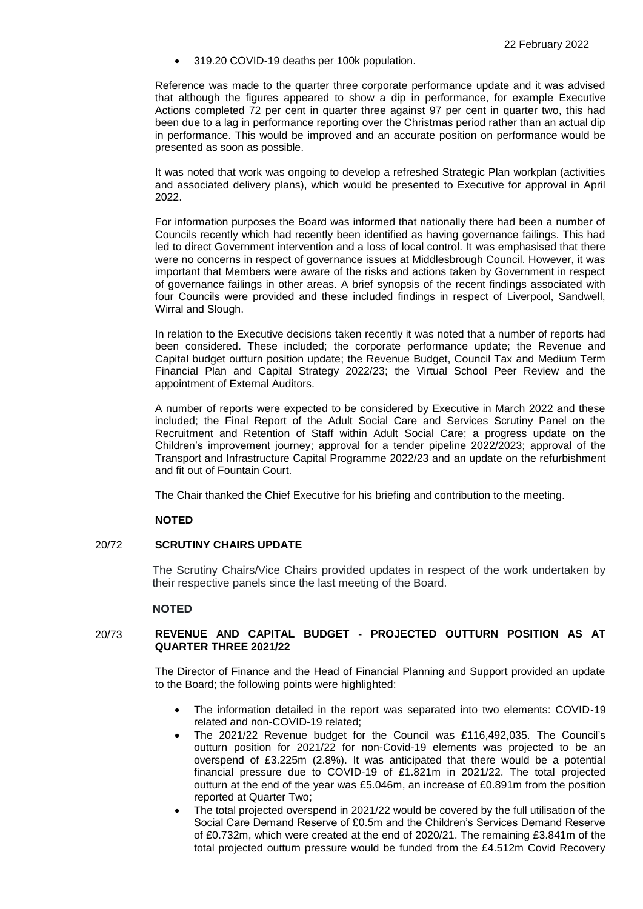- 319.20 COVID-19 deaths per 100k population.

Reference was made to the quarter three corporate performance update and it was advised that although the figures appeared to show a dip in performance, for example Executive Actions completed 72 per cent in quarter three against 97 per cent in quarter two, this had been due to a lag in performance reporting over the Christmas period rather than an actual dip in performance. This would be improved and an accurate position on performance would be presented as soon as possible.

It was noted that work was ongoing to develop a refreshed Strategic Plan workplan (activities and associated delivery plans), which would be presented to Executive for approval in April 2022.

For information purposes the Board was informed that nationally there had been a number of Councils recently which had recently been identified as having governance failings. This had led to direct Government intervention and a loss of local control. It was emphasised that there were no concerns in respect of governance issues at Middlesbrough Council. However, it was important that Members were aware of the risks and actions taken by Government in respect of governance failings in other areas. A brief synopsis of the recent findings associated with four Councils were provided and these included findings in respect of Liverpool, Sandwell, Wirral and Slough.

In relation to the Executive decisions taken recently it was noted that a number of reports had been considered. These included; the corporate performance update; the Revenue and Capital budget outturn position update; the Revenue Budget, Council Tax and Medium Term Financial Plan and Capital Strategy 2022/23; the Virtual School Peer Review and the appointment of External Auditors.

A number of reports were expected to be considered by Executive in March 2022 and these included; the Final Report of the Adult Social Care and Services Scrutiny Panel on the Recruitment and Retention of Staff within Adult Social Care; a progress update on the Children's improvement journey; approval for a tender pipeline 2022/2023; approval of the Transport and Infrastructure Capital Programme 2022/23 and an update on the refurbishment and fit out of Fountain Court.

The Chair thanked the Chief Executive for his briefing and contribution to the meeting.

**NOTED**

## 20/72 SCRUTINY CHAIRS UPDATE

The Scrutiny Chairs/Vice Chairs provided updates in respect of the work undertaken by their respective panels since the last meeting of the Board.

**NOTED**

## 20/73 REVENUE AND CAPITAL BUDGET - PROJECTED OUTTURN POSITION AS AT QUARTER THREE 2021/22

The Director of Finance and the Head of Financial Planning and Support provided an update to the Board; the following points were highlighted:

- The information detailed in the report was separated into two elements: COVID-19 related and non-COVID-19 related;
- The 2021/22 Revenue budget for the Council was £116,492,035. The Council's outturn position for 2021/22 for non-Covid-19 elements was projected to be an overspend of £3.225m (2.8%). It was anticipated that there would be a potential financial pressure due to COVID-19 of £1.821m in 2021/22. The total projected outturn at the end of the year was £5.046m, an increase of £0.891m from the position reported at Quarter Two;
- The total projected overspend in 2021/22 would be covered by the full utilisation of the Social Care Demand Reserve of £0.5m and the Children's Services Demand Reserve of £0.732m, which were created at the end of 2020/21. The remaining £3.841m of the total projected outturn pressure would be funded from the £4.512m Covid Recovery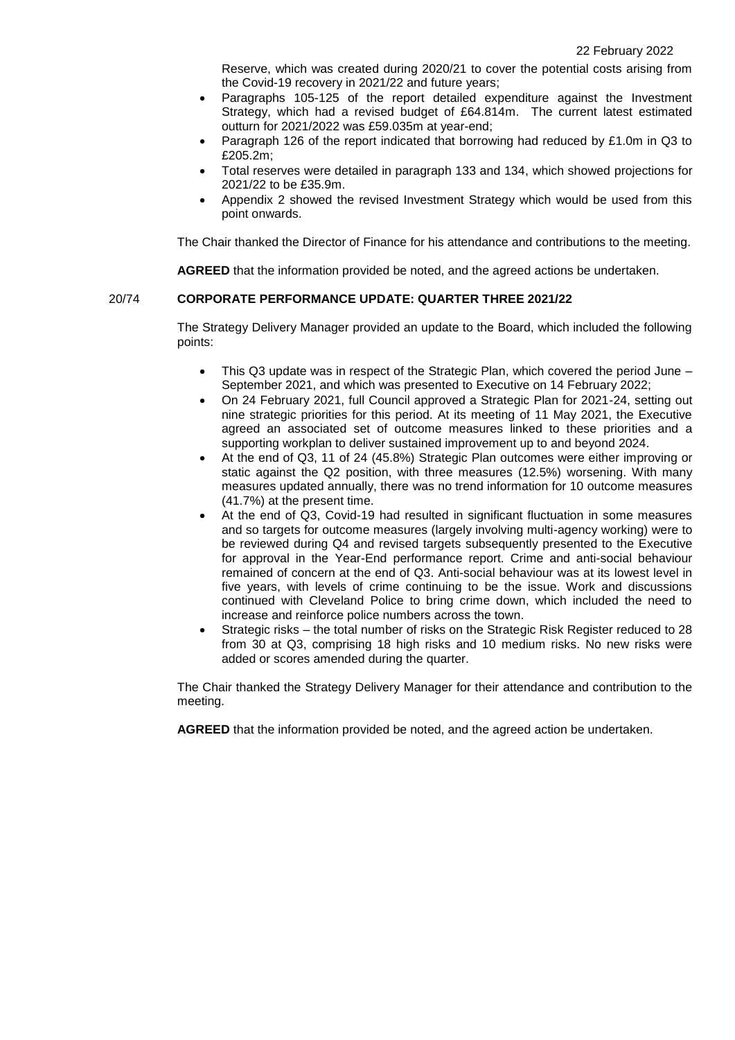Reserve, which was created during 2020/21 to cover the potential costs arising from the Covid-19 recovery in 2021/22 and future years;

- Paragraphs 105-125 of the report detailed expenditure against the Investment Strategy, which had a revised budget of £64.814m. The current latest estimated outturn for 2021/2022 was £59.035m at year-end;
- Paragraph 126 of the report indicated that borrowing had reduced by £1.0m in Q3 to £205.2m;
- Total reserves were detailed in paragraph 133 and 134, which showed projections for 2021/22 to be £35.9m.
- Appendix 2 showed the revised Investment Strategy which would be used from this point onwards.

The Chair thanked the Director of Finance for his attendance and contributions to the meeting.

**AGREED** that the information provided be noted, and the agreed actions be undertaken.

## 20/74 CORPORATE PERFORMANCE UPDATE: QUARTER THREE 2021/22

The Strategy Delivery Manager provided an update to the Board, which included the following points:

- This Q3 update was in respect of the Strategic Plan, which covered the period June – September 2021, and which was presented to Executive on 14 February 2022;
- On 24 February 2021, full Council approved a Strategic Plan for 2021-24, setting out nine strategic priorities for this period. At its meeting of 11 May 2021, the Executive agreed an associated set of outcome measures linked to these priorities and a supporting workplan to deliver sustained improvement up to and beyond 2024.
- At the end of Q3, 11 of 24 (45.8%) Strategic Plan outcomes were either improving or static against the Q2 position, with three measures (12.5%) worsening. With many measures updated annually, there was no trend information for 10 outcome measures (41.7%) at the present time.
- At the end of Q3, Covid-19 had resulted in significant fluctuation in some measures and so targets for outcome measures (largely involving multi-agency working) were to be reviewed during Q4 and revised targets subsequently presented to the Executive for approval in the Year-End performance report. Crime and anti-social behaviour remained of concern at the end of Q3. Anti-social behaviour was at its lowest level in five years, with levels of crime continuing to be the issue. Work and discussions continued with Cleveland Police to bring crime down, which included the need to increase and reinforce police numbers across the town.
- Strategic risks – the total number of risks on the Strategic Risk Register reduced to 28 from 30 at Q3, comprising 18 high risks and 10 medium risks. No new risks were added or scores amended during the quarter.

The Chair thanked the Strategy Delivery Manager for their attendance and contribution to the meeting.

**AGREED** that the information provided be noted, and the agreed action be undertaken.